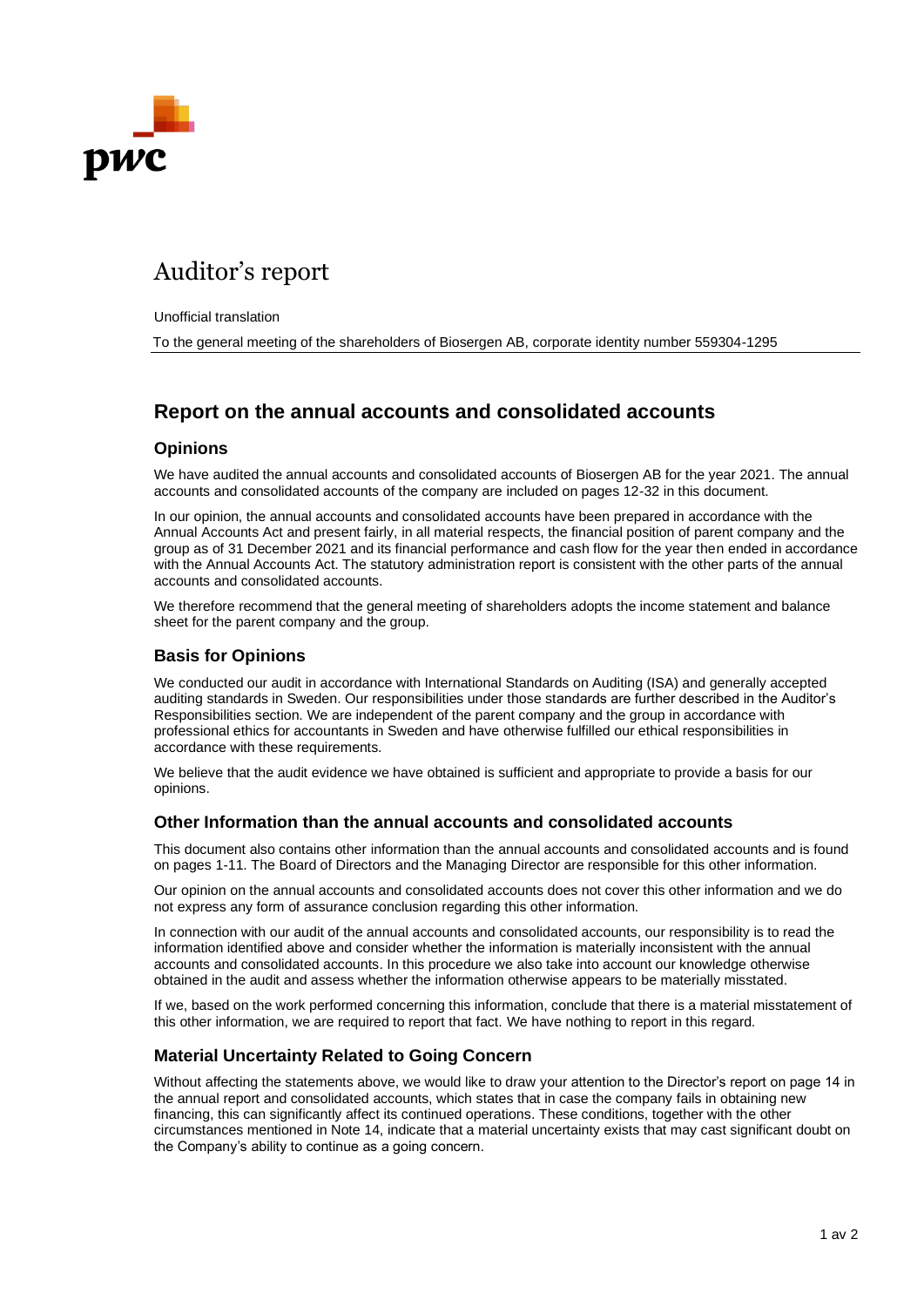# Auditor's report

Unofficial translation

To the general meeting of the shareholders of Biosergen AB, corporate identity number 559304-1295

## Report on the annual accounts and consolidated accounts

### Opinions

We have audited the annual accounts and consolidated accounts of Biosergen AB for the year 2021. The annual accounts and consolidated accounts of the company are included on pages 12-32 in this document.

In our opinion, the annual accounts and consolidated accounts have been prepared in accordance with the Annual Accounts Act and present fairly, in all material respects, the financial position of parent company and the group as of 31 December 2021 and its financial performance and cash flow for the year then ended in accordance with the Annual Accounts Act. The statutory administration report is consistent with the other parts of the annual accounts and consolidated accounts.

We therefore recommend that the general meeting of shareholders adopts the income statement and balance sheet for the parent company and the group.

### Basis for Opinions

We conducted our audit in accordance with International Standards on Auditing (ISA) and generally accepted auditing standards in Sweden. Our responsibilities under those standards are further described in the Auditor's Responsibilities section. We are independent of the parent company and the group in accordance with professional ethics for accountants in Sweden and have otherwise fulfilled our ethical responsibilities in accordance with these requirements.

We believe that the audit evidence we have obtained is sufficient and appropriate to provide a basis for our opinions.

### Other Information than the annual accounts and consolidated accounts

This document also contains other information than the annual accounts and consolidated accounts and is found on pages 1-11. The Board of Directors and the Managing Director are responsible for this other information.

Our opinion on the annual accounts and consolidated accounts does not cover this other information and we do not express any form of assurance conclusion regarding this other information.

In connection with our audit of the annual accounts and consolidated accounts, our responsibility is to read the information identified above and consider whether the information is materially inconsistent with the annual accounts and consolidated accounts. In this procedure we also take into account our knowledge otherwise obtained in the audit and assess whether the information otherwise appears to be materially misstated.

If we, based on the work performed concerning this information, conclude that there is a material misstatement of this other information, we are required to report that fact. We have nothing to report in this regard.

### Material Uncertainty Related to Going Concern

Without affecting the statements above, we would like to draw your attention to the Director's report on page 14 in the annual report and consolidated accounts, which states that in case the company fails in obtaining new financing, this can significantly affect its continued operations. These conditions, together with the other circumstances mentioned in Note 14, indicate that a material uncertainty exists that may cast significant doubt on the Company's ability to continue as a going concern.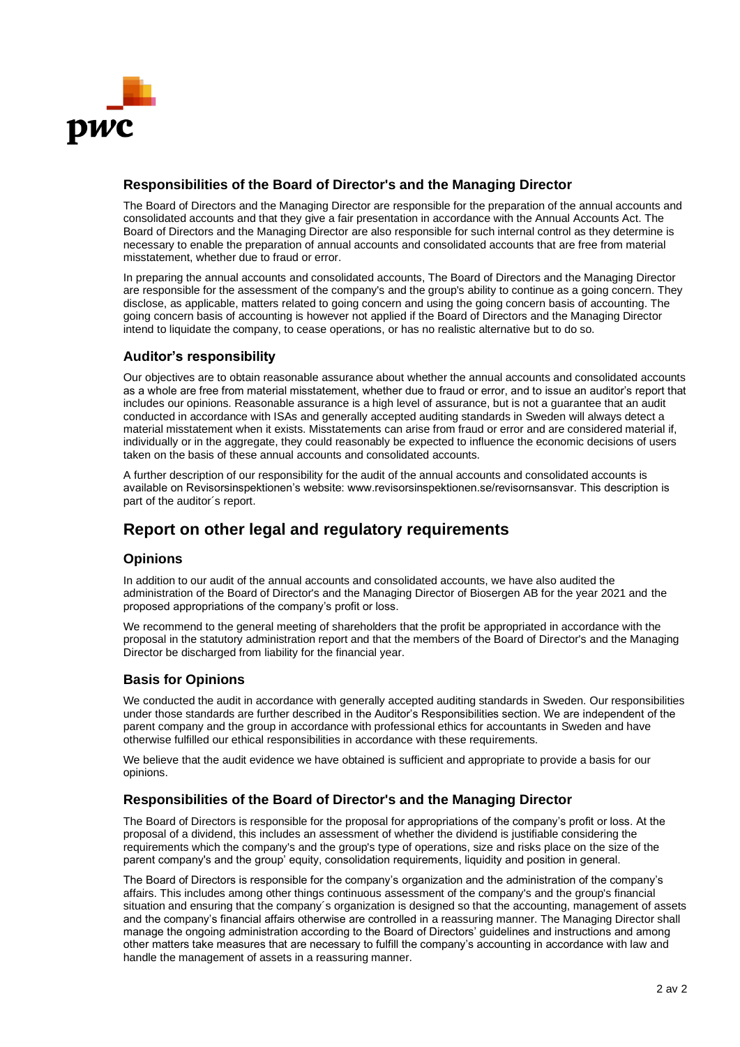### Responsibilities of the Board of Director's and the Managing Director

The Board of Directors and the Managing Director are responsible for the preparation of the annual accounts and consolidated accounts and that they give a fair presentation in accordance with the Annual Accounts Act. The Board of Directors and the Managing Director are also responsible for such internal control as they determine is necessary to enable the preparation of annual accounts and consolidated accounts that are free from material misstatement, whether due to fraud or error.

In preparing the annual accounts and consolidated accounts, The Board of Directors and the Managing Director are responsible for the assessment of the company's and the group's ability to continue as a going concern. They disclose, as applicable, matters related to going concern and using the going concern basis of accounting. The going concern basis of accounting is however not applied if the Board of Directors and the Managing Director intend to liquidate the company, to cease operations, or has no realistic alternative but to do so.

### Auditor's responsibility

Our objectives are to obtain reasonable assurance about whether the annual accounts and consolidated accounts as a whole are free from material misstatement, whether due to fraud or error, and to issue an auditor's report that includes our opinions. Reasonable assurance is a high level of assurance, but is not a guarantee that an audit conducted in accordance with ISAs and generally accepted auditing standards in Sweden will always detect a material misstatement when it exists. Misstatements can arise from fraud or error and are considered material if, individually or in the aggregate, they could reasonably be expected to influence the economic decisions of users taken on the basis of these annual accounts and consolidated accounts.

A further description of our responsibility for the audit of the annual accounts and consolidated accounts is available on Revisorsinspektionen's website: www.revisorsinspektionen.se/revisornsansvar. This description is part of the auditor´s report.

## Report on other legal and regulatory requirements

### Opinions

In addition to our audit of the annual accounts and consolidated accounts, we have also audited the administration of the Board of Director's and the Managing Director of Biosergen AB for the year 2021 and the proposed appropriations of the company's profit or loss.

We recommend to the general meeting of shareholders that the profit be appropriated in accordance with the proposal in the statutory administration report and that the members of the Board of Director's and the Managing Director be discharged from liability for the financial year.

### Basis for Opinions

We conducted the audit in accordance with generally accepted auditing standards in Sweden. Our responsibilities under those standards are further described in the Auditor's Responsibilities section. We are independent of the parent company and the group in accordance with professional ethics for accountants in Sweden and have otherwise fulfilled our ethical responsibilities in accordance with these requirements.

We believe that the audit evidence we have obtained is sufficient and appropriate to provide a basis for our opinions.

### Responsibilities of the Board of Director's and the Managing Director

The Board of Directors is responsible for the proposal for appropriations of the company's profit or loss. At the proposal of a dividend, this includes an assessment of whether the dividend is justifiable considering the requirements which the company's and the group's type of operations, size and risks place on the size of the parent company's and the group' equity, consolidation requirements, liquidity and position in general.

The Board of Directors is responsible for the company's organization and the administration of the company's affairs. This includes among other things continuous assessment of the company's and the group's financial situation and ensuring that the company´s organization is designed so that the accounting, management of assets and the company's financial affairs otherwise are controlled in a reassuring manner. The Managing Director shall manage the ongoing administration according to the Board of Directors' guidelines and instructions and among other matters take measures that are necessary to fulfill the company's accounting in accordance with law and handle the management of assets in a reassuring manner.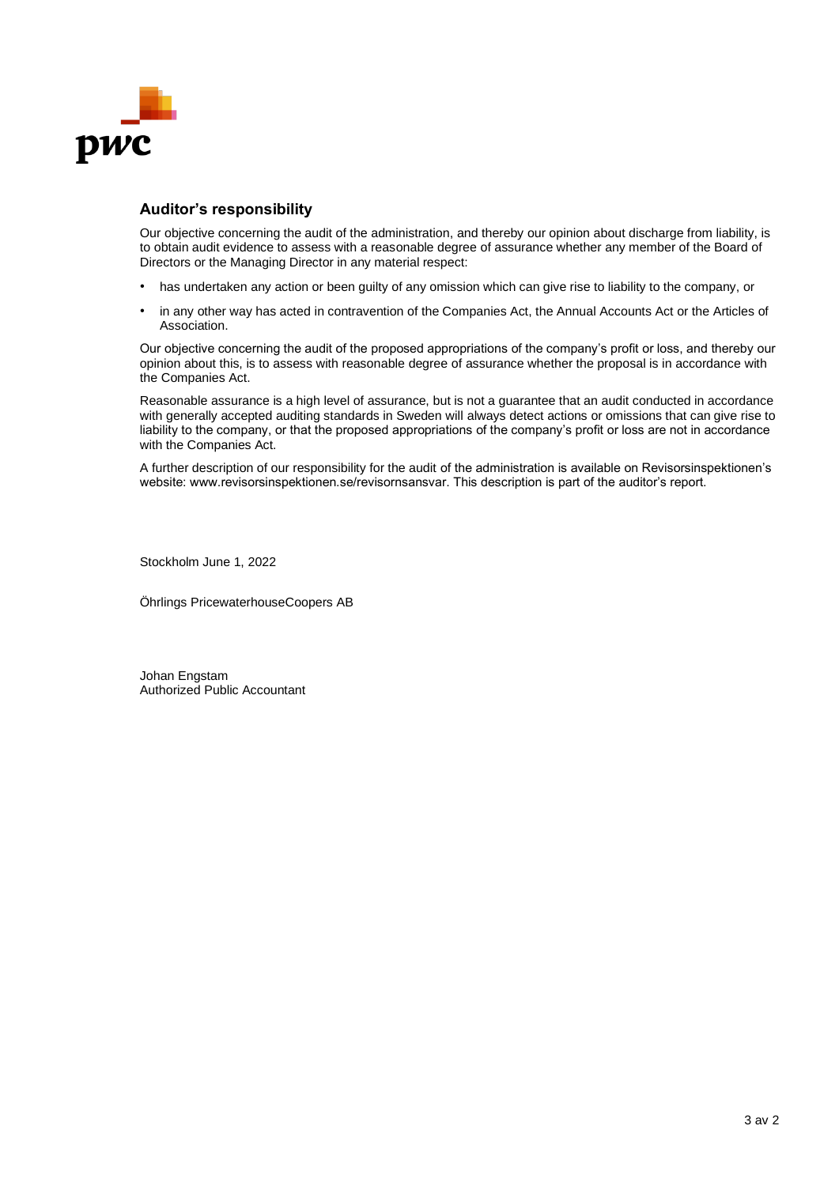## Auditor's responsibility

Our objective concerning the audit of the administration, and thereby our opinion about discharge from liability, is to obtain audit evidence to assess with a reasonable degree of assurance whether any member of the Board of Directors or the Managing Director in any material respect:

- has undertaken any action or been guilty of any omission which can give rise to liability to the company, or
- in any other way has acted in contravention of the Companies Act, the Annual Accounts Act or the Articles of Association.

Our objective concerning the audit of the proposed appropriations of the company's profit or loss, and thereby our opinion about this, is to assess with reasonable degree of assurance whether the proposal is in accordance with the Companies Act.

Reasonable assurance is a high level of assurance, but is not a guarantee that an audit conducted in accordance with generally accepted auditing standards in Sweden will always detect actions or omissions that can give rise to liability to the company, or that the proposed appropriations of the company's profit or loss are not in accordance with the Companies Act.

A further description of our responsibility for the audit of the administration is available on Revisorsinspektionen's website: www.revisorsinspektionen.se/revisornsansvar. This description is part of the auditor's report.

Stockholm June 1, 2022

Öhrlings PricewaterhouseCoopers AB

Johan Engstam
Authorized Public Accountant